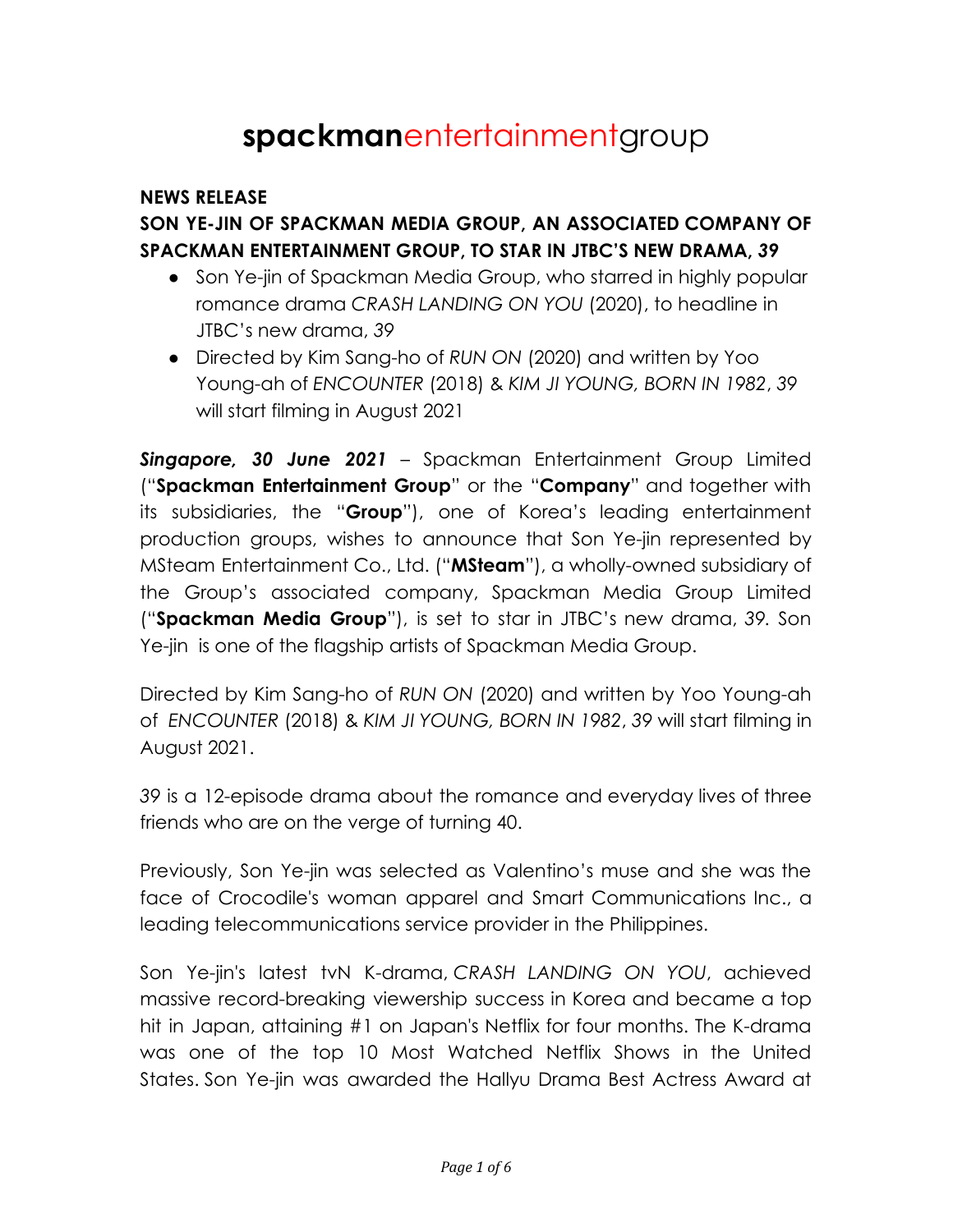# **spackman**entertainmentgroup

**NEWS RELEASE**

**SON YE-JIN OF SPACKMAN MEDIA GROUP, AN ASSOCIATED COMPANY OF SPACKMAN ENTERTAINMENT GROUP, TO STAR IN JTBC'S NEW DRAMA, *39***

- Son Ye-jin of Spackman Media Group, who starred in highly popular romance drama *CRASH LANDING ON YOU* (2020), to headline in JTBC's new drama, *39*
- Directed by Kim Sang-ho of *RUN ON* (2020) and written by Yoo Young-ah of *ENCOUNTER* (2018) & *KIM JI YOUNG, BORN IN 1982*, *39* will start filming in August 2021

***Singapore, 30 June 2021*** – Spackman Entertainment Group Limited ("**Spackman Entertainment Group**" or the "**Company**" and together with its subsidiaries, the "**Group**"), one of Korea's leading entertainment production groups, wishes to announce that Son Ye-jin represented by MSteam Entertainment Co., Ltd. ("**MSteam**"), a wholly-owned subsidiary of the Group's associated company, Spackman Media Group Limited ("**Spackman Media Group**"), is set to star in JTBC's new drama, *39*. Son Ye-jin is one of the flagship artists of Spackman Media Group.

Directed by Kim Sang-ho of *RUN ON* (2020) and written by Yoo Young-ah of *ENCOUNTER* (2018) & *KIM JI YOUNG, BORN IN 1982*, *39* will start filming in August 2021.

*39* is a 12-episode drama about the romance and everyday lives of three friends who are on the verge of turning 40.

Previously, Son Ye-jin was selected as Valentino's muse and she was the face of Crocodile's woman apparel and Smart Communications Inc., a leading telecommunications service provider in the Philippines.

Son Ye-jin's latest tvN K-drama, *CRASH LANDING ON YOU*, achieved massive record-breaking viewership success in Korea and became a top hit in Japan, attaining #1 on Japan's Netflix for four months. The K-drama was one of the top 10 Most Watched Netflix Shows in the United States. Son Ye-jin was awarded the Hallyu Drama Best Actress Award at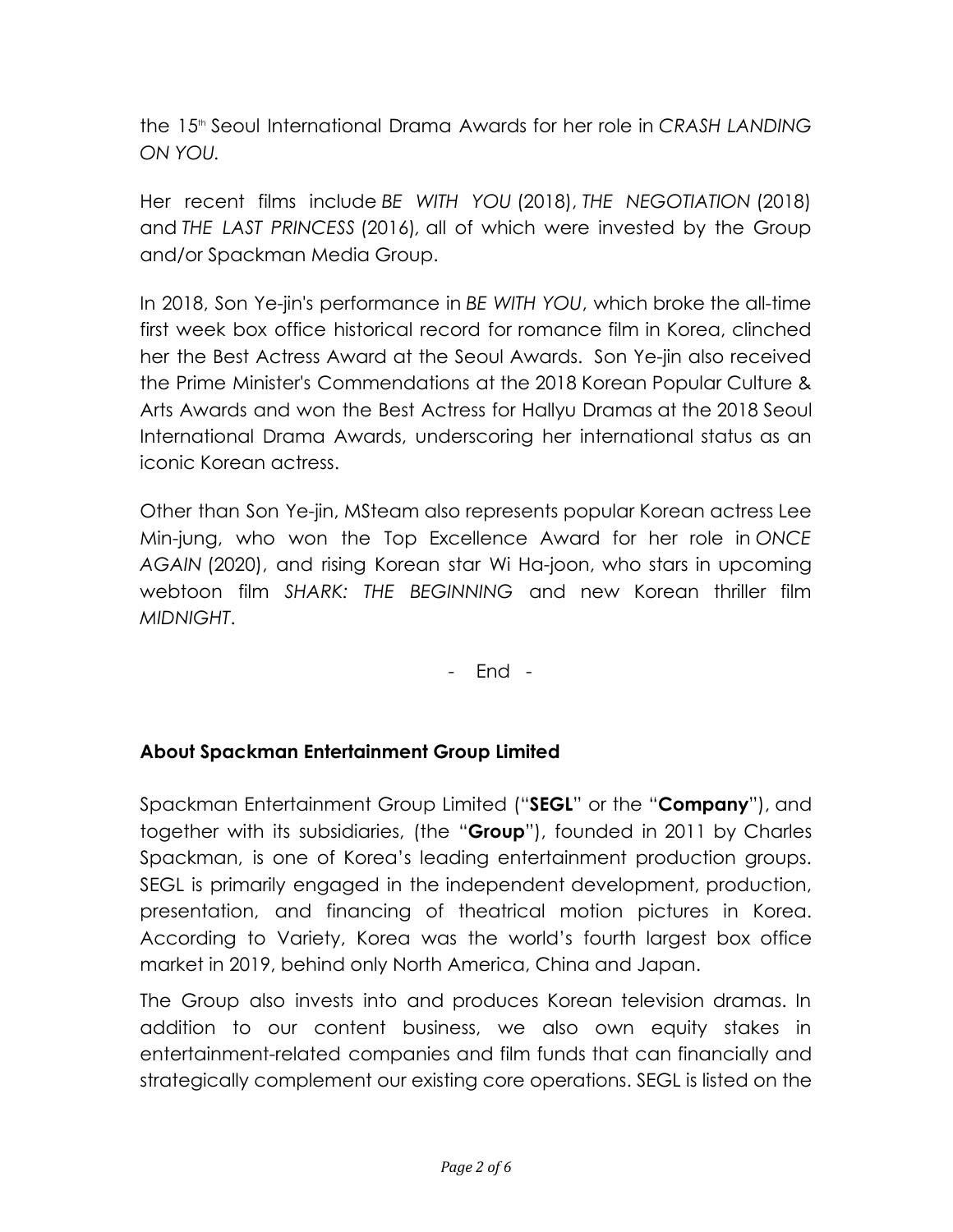the 15th Seoul International Drama Awards for her role in *CRASH LANDING ON YOU.*

Her recent films include *BE WITH YOU* (2018), *THE NEGOTIATION* (2018) and *THE LAST PRINCESS* (2016), all of which were invested by the Group and/or Spackman Media Group.

In 2018, Son Ye-jin's performance in *BE WITH YOU*, which broke the all-time first week box office historical record for romance film in Korea, clinched her the Best Actress Award at the Seoul Awards. Son Ye-jin also received the Prime Minister's Commendations at the 2018 Korean Popular Culture & Arts Awards and won the Best Actress for Hallyu Dramas at the 2018 Seoul International Drama Awards, underscoring her international status as an iconic Korean actress.

Other than Son Ye-jin, MSteam also represents popular Korean actress Lee Min-jung, who won the Top Excellence Award for her role in *ONCE AGAIN* (2020), and rising Korean star Wi Ha-joon, who stars in upcoming webtoon film *SHARK: THE BEGINNING* and new Korean thriller film *MIDNIGHT*.

\- End -

## About Spackman Entertainment Group Limited

Spackman Entertainment Group Limited ("**SEGL**" or the "**Company**"), and together with its subsidiaries, (the "**Group**"), founded in 2011 by Charles Spackman, is one of Korea's leading entertainment production groups. SEGL is primarily engaged in the independent development, production, presentation, and financing of theatrical motion pictures in Korea. According to Variety, Korea was the world's fourth largest box office market in 2019, behind only North America, China and Japan.

The Group also invests into and produces Korean television dramas. In addition to our content business, we also own equity stakes in entertainment-related companies and film funds that can financially and strategically complement our existing core operations. SEGL is listed on the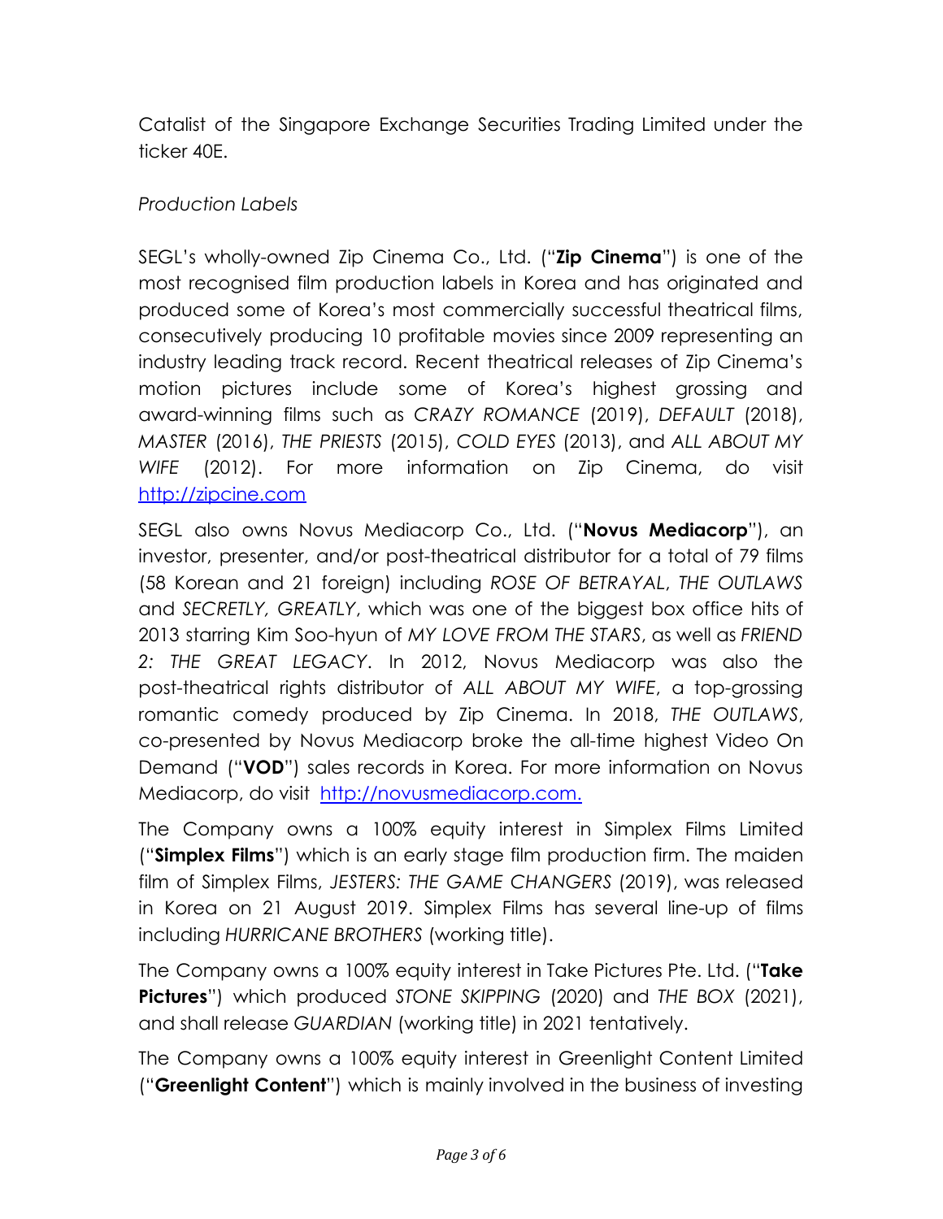Catalist of the Singapore Exchange Securities Trading Limited under the ticker 40E.

*Production Labels*

SEGL's wholly-owned Zip Cinema Co., Ltd. ("**Zip Cinema**") is one of the most recognised film production labels in Korea and has originated and produced some of Korea's most commercially successful theatrical films, consecutively producing 10 profitable movies since 2009 representing an industry leading track record. Recent theatrical releases of Zip Cinema's motion pictures include some of Korea's highest grossing and award-winning films such as *CRAZY ROMANCE* (2019), *DEFAULT* (2018), *MASTER* (2016), *THE PRIESTS* (2015), *COLD EYES* (2013), and *ALL ABOUT MY WIFE* (2012). For more information on Zip Cinema, do visit http://zipcine.com

SEGL also owns Novus Mediacorp Co., Ltd. ("**Novus Mediacorp**"), an investor, presenter, and/or post-theatrical distributor for a total of 79 films (58 Korean and 21 foreign) including *ROSE OF BETRAYAL*, *THE OUTLAWS* and *SECRETLY, GREATLY*, which was one of the biggest box office hits of 2013 starring Kim Soo-hyun of *MY LOVE FROM THE STARS*, as well as *FRIEND 2: THE GREAT LEGACY*. In 2012, Novus Mediacorp was also the post-theatrical rights distributor of *ALL ABOUT MY WIFE*, a top-grossing romantic comedy produced by Zip Cinema. In 2018, *THE OUTLAWS*, co-presented by Novus Mediacorp broke the all-time highest Video On Demand ("**VOD**") sales records in Korea. For more information on Novus Mediacorp, do visit http://novusmediacorp.com.

The Company owns a 100% equity interest in Simplex Films Limited ("**Simplex Films**") which is an early stage film production firm. The maiden film of Simplex Films, *JESTERS: THE GAME CHANGERS* (2019), was released in Korea on 21 August 2019. Simplex Films has several line-up of films including *HURRICANE BROTHERS* (working title).

The Company owns a 100% equity interest in Take Pictures Pte. Ltd. ("**Take Pictures**") which produced *STONE SKIPPING* (2020) and *THE BOX* (2021), and shall release *GUARDIAN* (working title) in 2021 tentatively.

The Company owns a 100% equity interest in Greenlight Content Limited ("**Greenlight Content**") which is mainly involved in the business of investing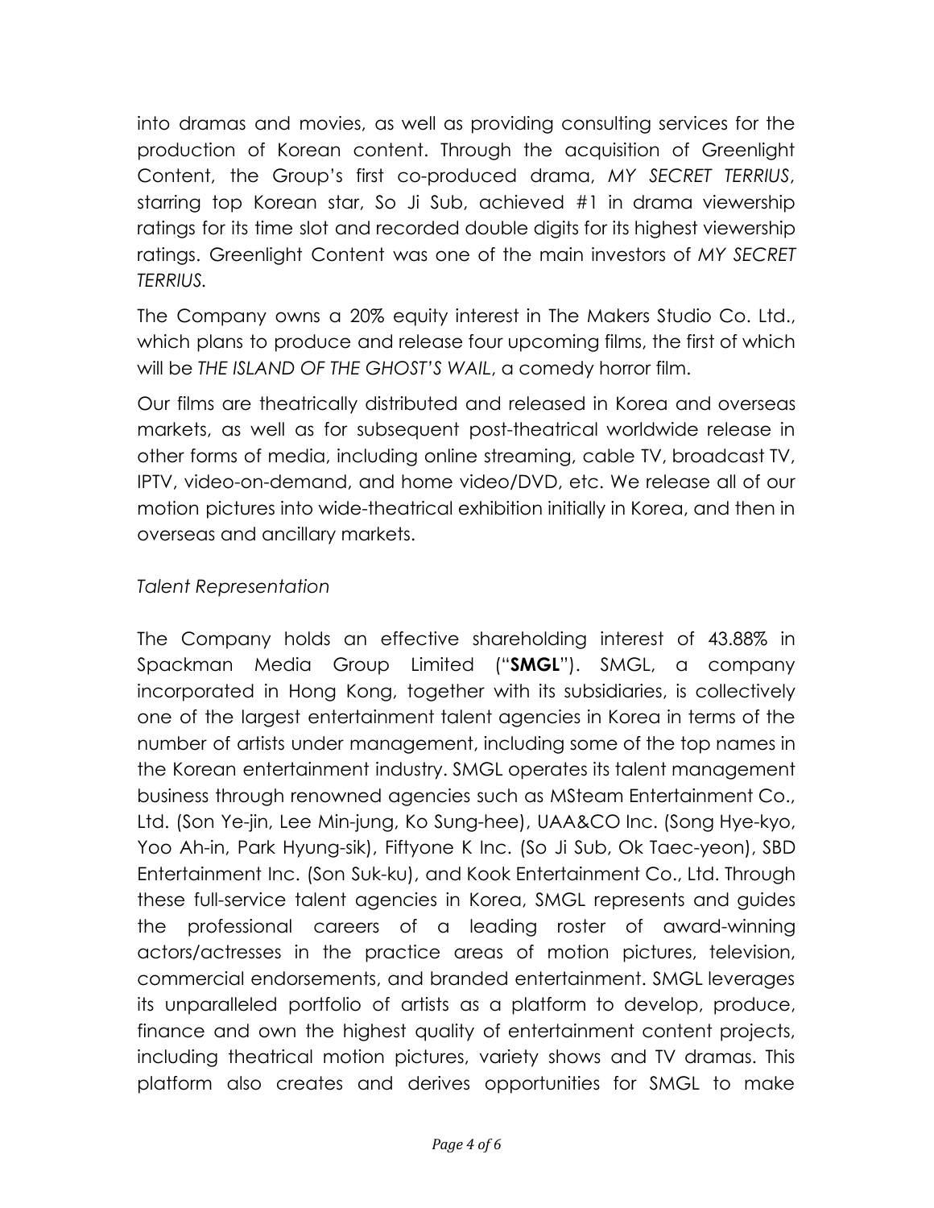into dramas and movies, as well as providing consulting services for the production of Korean content. Through the acquisition of Greenlight Content, the Group's first co-produced drama, *MY SECRET TERRIUS*, starring top Korean star, So Ji Sub, achieved #1 in drama viewership ratings for its time slot and recorded double digits for its highest viewership ratings. Greenlight Content was one of the main investors of *MY SECRET TERRIUS.*

The Company owns a 20% equity interest in The Makers Studio Co. Ltd., which plans to produce and release four upcoming films, the first of which will be *THE ISLAND OF THE GHOST'S WAIL*, a comedy horror film.

Our films are theatrically distributed and released in Korea and overseas markets, as well as for subsequent post-theatrical worldwide release in other forms of media, including online streaming, cable TV, broadcast TV, IPTV, video-on-demand, and home video/DVD, etc. We release all of our motion pictures into wide-theatrical exhibition initially in Korea, and then in overseas and ancillary markets.

*Talent Representation*

The Company holds an effective shareholding interest of 43.88% in Spackman Media Group Limited ("**SMGL**"). SMGL, a company incorporated in Hong Kong, together with its subsidiaries, is collectively one of the largest entertainment talent agencies in Korea in terms of the number of artists under management, including some of the top names in the Korean entertainment industry. SMGL operates its talent management business through renowned agencies such as MSteam Entertainment Co., Ltd. (Son Ye-jin, Lee Min-jung, Ko Sung-hee), UAA&CO Inc. (Song Hye-kyo, Yoo Ah-in, Park Hyung-sik), Fiftyone K Inc. (So Ji Sub, Ok Taec-yeon), SBD Entertainment Inc. (Son Suk-ku), and Kook Entertainment Co., Ltd. Through these full-service talent agencies in Korea, SMGL represents and guides the professional careers of a leading roster of award-winning actors/actresses in the practice areas of motion pictures, television, commercial endorsements, and branded entertainment. SMGL leverages its unparalleled portfolio of artists as a platform to develop, produce, finance and own the highest quality of entertainment content projects, including theatrical motion pictures, variety shows and TV dramas. This platform also creates and derives opportunities for SMGL to make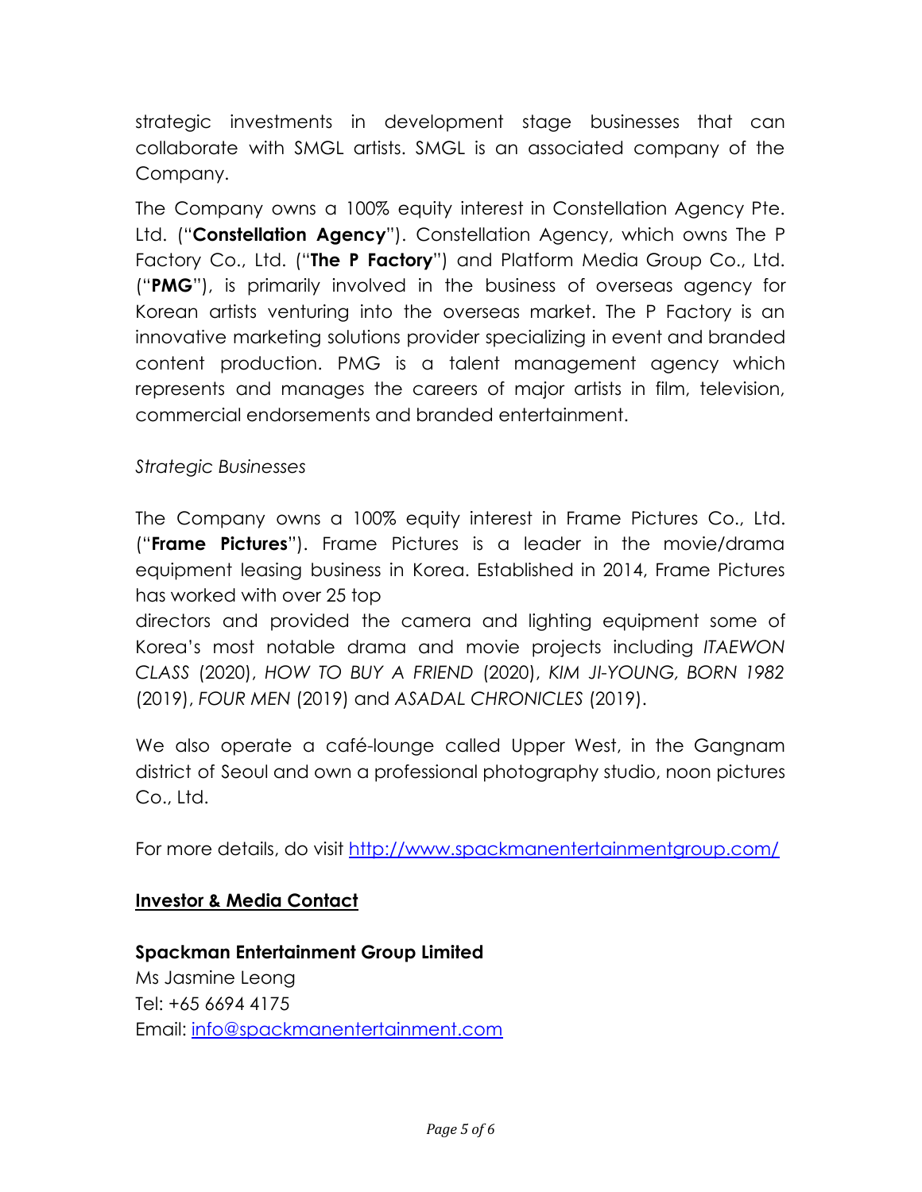strategic investments in development stage businesses that can collaborate with SMGL artists. SMGL is an associated company of the Company.

The Company owns a 100% equity interest in Constellation Agency Pte. Ltd. ("**Constellation Agency**"). Constellation Agency, which owns The P Factory Co., Ltd. ("**The P Factory**") and Platform Media Group Co., Ltd. ("**PMG**"), is primarily involved in the business of overseas agency for Korean artists venturing into the overseas market. The P Factory is an innovative marketing solutions provider specializing in event and branded content production. PMG is a talent management agency which represents and manages the careers of major artists in film, television, commercial endorsements and branded entertainment.

*Strategic Businesses*

The Company owns a 100% equity interest in Frame Pictures Co., Ltd. ("**Frame Pictures**"). Frame Pictures is a leader in the movie/drama equipment leasing business in Korea. Established in 2014, Frame Pictures has worked with over 25 top directors and provided the camera and lighting equipment some of Korea's most notable drama and movie projects including *ITAEWON CLASS* (2020), *HOW TO BUY A FRIEND* (2020), *KIM JI-YOUNG, BORN 1982* (2019), *FOUR MEN* (2019) and *ASADAL CHRONICLES* (2019).

We also operate a café-lounge called Upper West, in the Gangnam district of Seoul and own a professional photography studio, noon pictures Co., Ltd.

For more details, do visit [http://www.spackmanentertainmentgroup.com/](http://www.spackmanentertainmentgroup.com/)

**Investor & Media Contact**

**Spackman Entertainment Group Limited**
Ms Jasmine Leong
Tel: +65 6694 4175
Email: [info@spackmanentertainment.com](mailto:info@spackmanentertainment.com)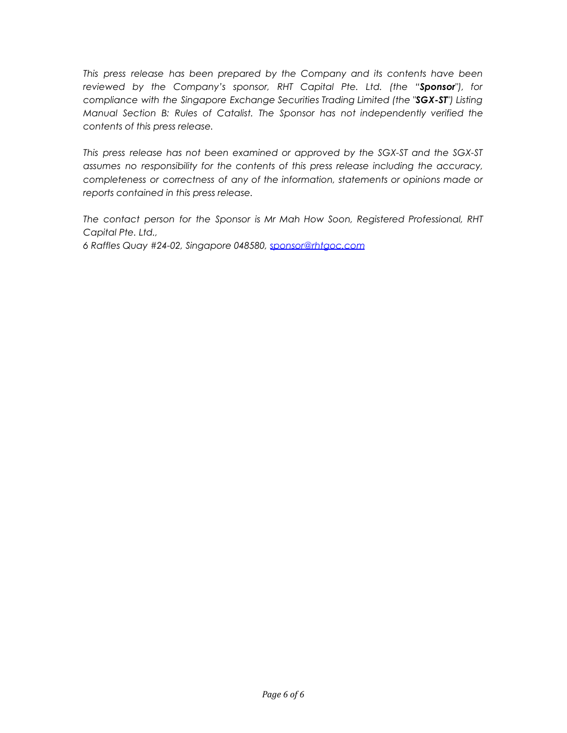*This press release has been prepared by the Company and its contents have been reviewed by the Company's sponsor, RHT Capital Pte. Ltd. (the "**Sponsor**"), for compliance with the Singapore Exchange Securities Trading Limited (the "**SGX-ST**") Listing Manual Section B: Rules of Catalist. The Sponsor has not independently verified the contents of this press release.*

*This press release has not been examined or approved by the SGX-ST and the SGX-ST assumes no responsibility for the contents of this press release including the accuracy, completeness or correctness of any of the information, statements or opinions made or reports contained in this press release.*

*The contact person for the Sponsor is Mr Mah How Soon, Registered Professional, RHT Capital Pte. Ltd.,*
*6 Raffles Quay #24-02, Singapore 048580, sponsor@rhtgoc.com*